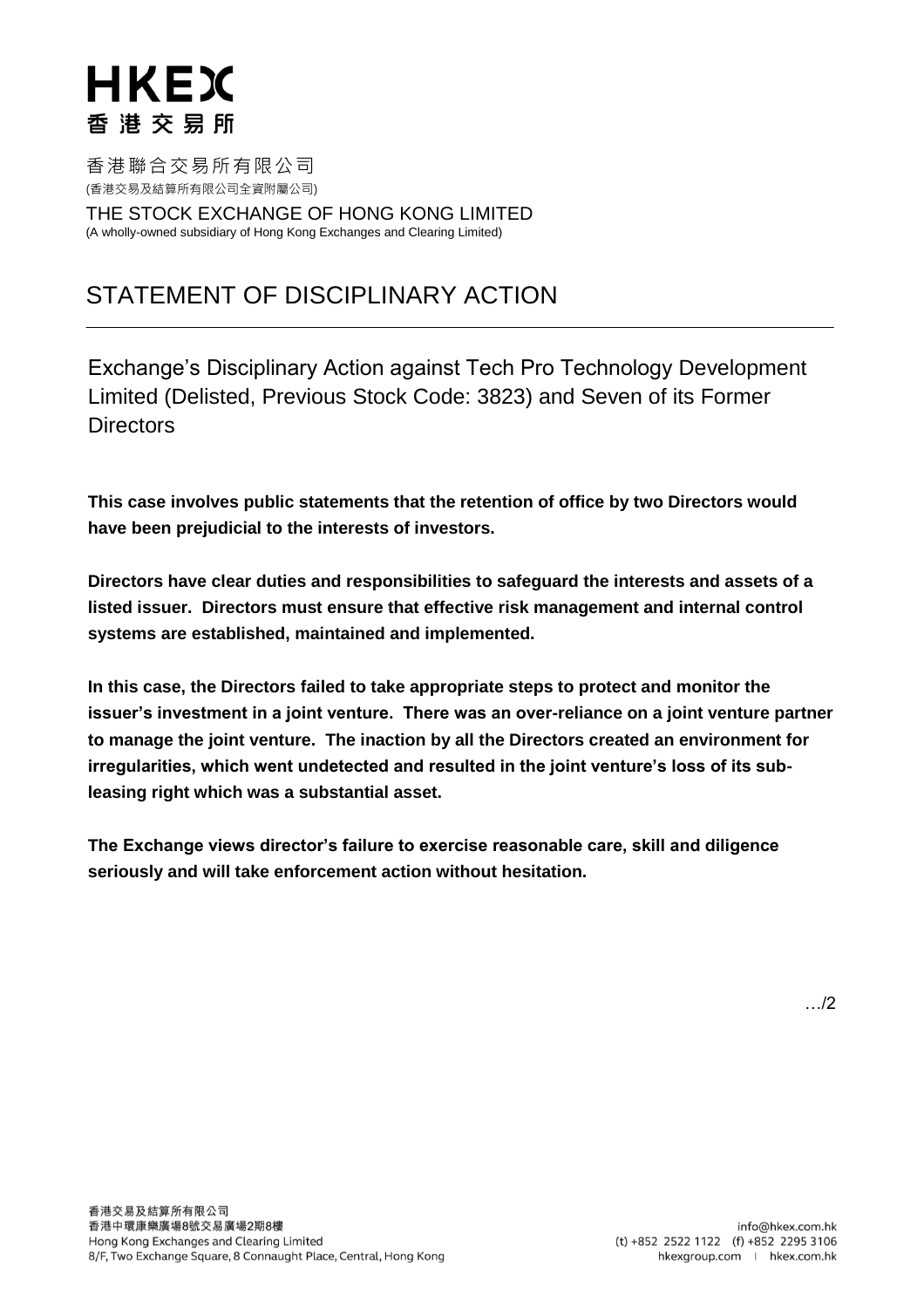HKEX
香港交易所

香港聯合交易所有限公司
(香港交易及結算所有限公司全資附屬公司)

THE STOCK EXCHANGE OF HONG KONG LIMITED
(A wholly-owned subsidiary of Hong Kong Exchanges and Clearing Limited)

# STATEMENT OF DISCIPLINARY ACTION

## Exchange's Disciplinary Action against Tech Pro Technology Development Limited (Delisted, Previous Stock Code: 3823) and Seven of its Former Directors

**This case involves public statements that the retention of office by two Directors would have been prejudicial to the interests of investors.**

**Directors have clear duties and responsibilities to safeguard the interests and assets of a listed issuer. Directors must ensure that effective risk management and internal control systems are established, maintained and implemented.**

**In this case, the Directors failed to take appropriate steps to protect and monitor the issuer's investment in a joint venture. There was an over-reliance on a joint venture partner to manage the joint venture. The inaction by all the Directors created an environment for irregularities, which went undetected and resulted in the joint venture's loss of its sub-leasing right which was a substantial asset.**

**The Exchange views director's failure to exercise reasonable care, skill and diligence seriously and will take enforcement action without hesitation.**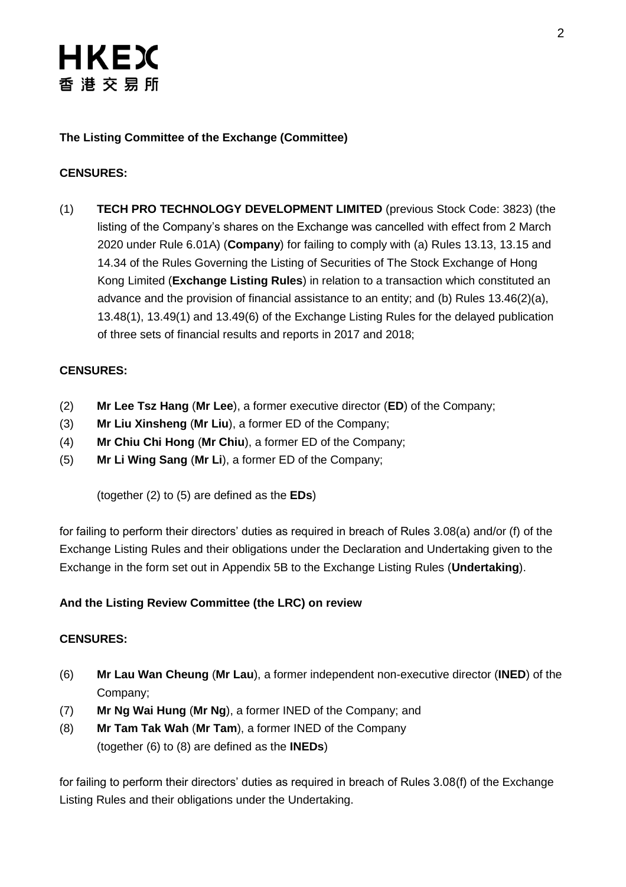**The Listing Committee of the Exchange (Committee)**

**CENSURES:**

(1) **TECH PRO TECHNOLOGY DEVELOPMENT LIMITED** (previous Stock Code: 3823) (the listing of the Company's shares on the Exchange was cancelled with effect from 2 March 2020 under Rule 6.01A) (**Company**) for failing to comply with (a) Rules 13.13, 13.15 and 14.34 of the Rules Governing the Listing of Securities of The Stock Exchange of Hong Kong Limited (**Exchange Listing Rules**) in relation to a transaction which constituted an advance and the provision of financial assistance to an entity; and (b) Rules 13.46(2)(a), 13.48(1), 13.49(1) and 13.49(6) of the Exchange Listing Rules for the delayed publication of three sets of financial results and reports in 2017 and 2018;

**CENSURES:**

(2) **Mr Lee Tsz Hang** (**Mr Lee**), a former executive director (**ED**) of the Company;
(3) **Mr Liu Xinsheng** (**Mr Liu**), a former ED of the Company;
(4) **Mr Chiu Chi Hong** (**Mr Chiu**), a former ED of the Company;
(5) **Mr Li Wing Sang** (**Mr Li**), a former ED of the Company;

(together (2) to (5) are defined as the **EDs**)

for failing to perform their directors' duties as required in breach of Rules 3.08(a) and/or (f) of the Exchange Listing Rules and their obligations under the Declaration and Undertaking given to the Exchange in the form set out in Appendix 5B to the Exchange Listing Rules (**Undertaking**).

**And the Listing Review Committee (the LRC) on review**

**CENSURES:**

(6) **Mr Lau Wan Cheung** (**Mr Lau**), a former independent non-executive director (**INED**) of the Company;
(7) **Mr Ng Wai Hung** (**Mr Ng**), a former INED of the Company; and
(8) **Mr Tam Tak Wah** (**Mr Tam**), a former INED of the Company
(together (6) to (8) are defined as the **INEDs**)

for failing to perform their directors' duties as required in breach of Rules 3.08(f) of the Exchange Listing Rules and their obligations under the Undertaking.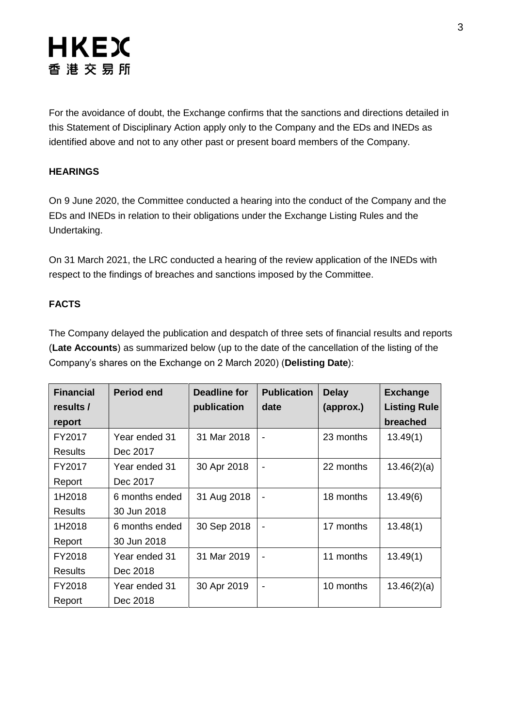For the avoidance of doubt, the Exchange confirms that the sanctions and directions detailed in this Statement of Disciplinary Action apply only to the Company and the EDs and INEDs as identified above and not to any other past or present board members of the Company.

**HEARINGS**

On 9 June 2020, the Committee conducted a hearing into the conduct of the Company and the EDs and INEDs in relation to their obligations under the Exchange Listing Rules and the Undertaking.

On 31 March 2021, the LRC conducted a hearing of the review application of the INEDs with respect to the findings of breaches and sanctions imposed by the Committee.

**FACTS**

The Company delayed the publication and despatch of three sets of financial results and reports (**Late Accounts**) as summarized below (up to the date of the cancellation of the listing of the Company's shares on the Exchange on 2 March 2020) (**Delisting Date**):

| Financial results / report | Period end | Deadline for publication | Publication date | Delay (approx.) | Exchange Listing Rule breached |
|---|---|---|---|---|---|
| FY2017 Results | Year ended 31 Dec 2017 | 31 Mar 2018 | - | 23 months | 13.49(1) |
| FY2017 Report | Year ended 31 Dec 2017 | 30 Apr 2018 | - | 22 months | 13.46(2)(a) |
| 1H2018 Results | 6 months ended 30 Jun 2018 | 31 Aug 2018 | - | 18 months | 13.49(6) |
| 1H2018 Report | 6 months ended 30 Jun 2018 | 30 Sep 2018 | - | 17 months | 13.48(1) |
| FY2018 Results | Year ended 31 Dec 2018 | 31 Mar 2019 | - | 11 months | 13.49(1) |
| FY2018 Report | Year ended 31 Dec 2018 | 30 Apr 2019 | - | 10 months | 13.46(2)(a) |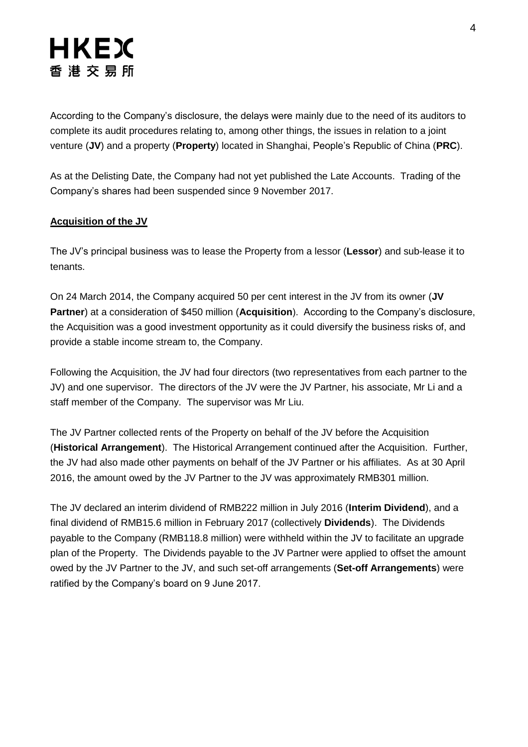According to the Company's disclosure, the delays were mainly due to the need of its auditors to complete its audit procedures relating to, among other things, the issues in relation to a joint venture (**JV**) and a property (**Property**) located in Shanghai, People's Republic of China (**PRC**).

As at the Delisting Date, the Company had not yet published the Late Accounts. Trading of the Company's shares had been suspended since 9 November 2017.

**Acquisition of the JV**

The JV's principal business was to lease the Property from a lessor (**Lessor**) and sub-lease it to tenants.

On 24 March 2014, the Company acquired 50 per cent interest in the JV from its owner (**JV Partner**) at a consideration of $450 million (**Acquisition**). According to the Company's disclosure, the Acquisition was a good investment opportunity as it could diversify the business risks of, and provide a stable income stream to, the Company.

Following the Acquisition, the JV had four directors (two representatives from each partner to the JV) and one supervisor. The directors of the JV were the JV Partner, his associate, Mr Li and a staff member of the Company. The supervisor was Mr Liu.

The JV Partner collected rents of the Property on behalf of the JV before the Acquisition (**Historical Arrangement**). The Historical Arrangement continued after the Acquisition. Further, the JV had also made other payments on behalf of the JV Partner or his affiliates. As at 30 April 2016, the amount owed by the JV Partner to the JV was approximately RMB301 million.

The JV declared an interim dividend of RMB222 million in July 2016 (**Interim Dividend**), and a final dividend of RMB15.6 million in February 2017 (collectively **Dividends**). The Dividends payable to the Company (RMB118.8 million) were withheld within the JV to facilitate an upgrade plan of the Property. The Dividends payable to the JV Partner were applied to offset the amount owed by the JV Partner to the JV, and such set-off arrangements (**Set-off Arrangements**) were ratified by the Company's board on 9 June 2017.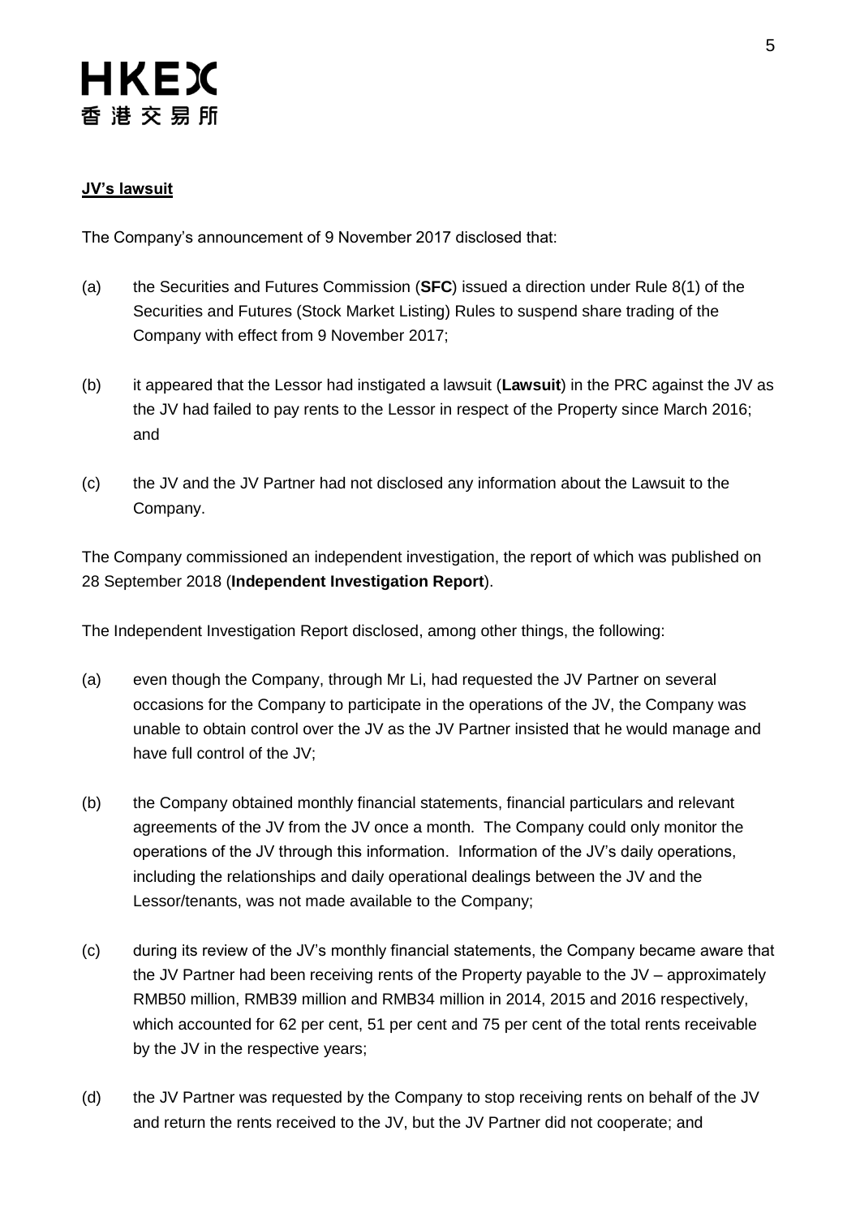**JV's lawsuit**

The Company's announcement of 9 November 2017 disclosed that:

(a) the Securities and Futures Commission (**SFC**) issued a direction under Rule 8(1) of the Securities and Futures (Stock Market Listing) Rules to suspend share trading of the Company with effect from 9 November 2017;

(b) it appeared that the Lessor had instigated a lawsuit (**Lawsuit**) in the PRC against the JV as the JV had failed to pay rents to the Lessor in respect of the Property since March 2016; and

(c) the JV and the JV Partner had not disclosed any information about the Lawsuit to the Company.

The Company commissioned an independent investigation, the report of which was published on 28 September 2018 (**Independent Investigation Report**).

The Independent Investigation Report disclosed, among other things, the following:

(a) even though the Company, through Mr Li, had requested the JV Partner on several occasions for the Company to participate in the operations of the JV, the Company was unable to obtain control over the JV as the JV Partner insisted that he would manage and have full control of the JV;

(b) the Company obtained monthly financial statements, financial particulars and relevant agreements of the JV from the JV once a month. The Company could only monitor the operations of the JV through this information. Information of the JV's daily operations, including the relationships and daily operational dealings between the JV and the Lessor/tenants, was not made available to the Company;

(c) during its review of the JV's monthly financial statements, the Company became aware that the JV Partner had been receiving rents of the Property payable to the JV – approximately RMB50 million, RMB39 million and RMB34 million in 2014, 2015 and 2016 respectively, which accounted for 62 per cent, 51 per cent and 75 per cent of the total rents receivable by the JV in the respective years;

(d) the JV Partner was requested by the Company to stop receiving rents on behalf of the JV and return the rents received to the JV, but the JV Partner did not cooperate; and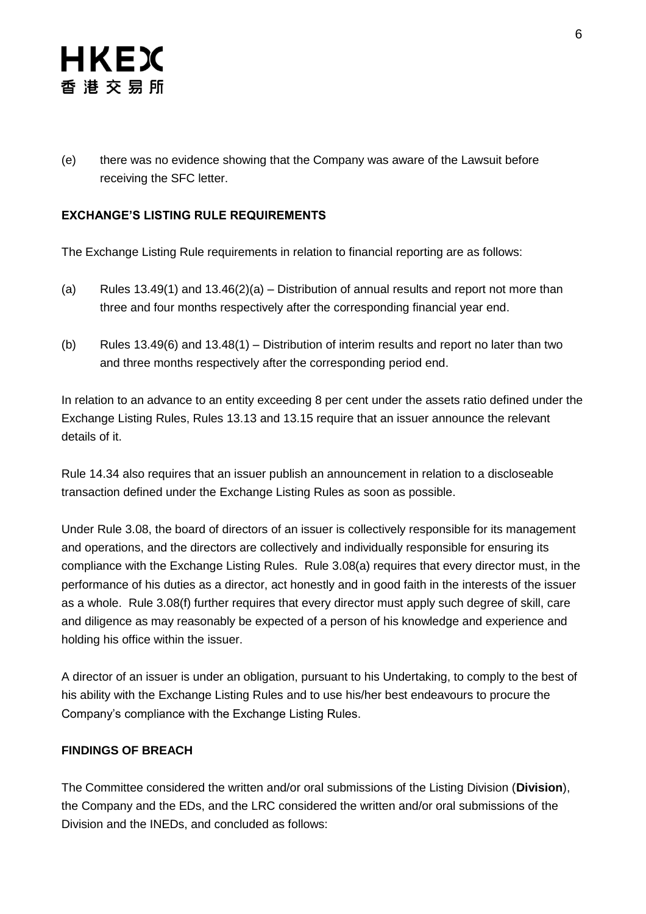(e) there was no evidence showing that the Company was aware of the Lawsuit before receiving the SFC letter.

## EXCHANGE'S LISTING RULE REQUIREMENTS

The Exchange Listing Rule requirements in relation to financial reporting are as follows:

(a) Rules 13.49(1) and 13.46(2)(a) – Distribution of annual results and report not more than three and four months respectively after the corresponding financial year end.

(b) Rules 13.49(6) and 13.48(1) – Distribution of interim results and report no later than two and three months respectively after the corresponding period end.

In relation to an advance to an entity exceeding 8 per cent under the assets ratio defined under the Exchange Listing Rules, Rules 13.13 and 13.15 require that an issuer announce the relevant details of it.

Rule 14.34 also requires that an issuer publish an announcement in relation to a discloseable transaction defined under the Exchange Listing Rules as soon as possible.

Under Rule 3.08, the board of directors of an issuer is collectively responsible for its management and operations, and the directors are collectively and individually responsible for ensuring its compliance with the Exchange Listing Rules. Rule 3.08(a) requires that every director must, in the performance of his duties as a director, act honestly and in good faith in the interests of the issuer as a whole. Rule 3.08(f) further requires that every director must apply such degree of skill, care and diligence as may reasonably be expected of a person of his knowledge and experience and holding his office within the issuer.

A director of an issuer is under an obligation, pursuant to his Undertaking, to comply to the best of his ability with the Exchange Listing Rules and to use his/her best endeavours to procure the Company's compliance with the Exchange Listing Rules.

## FINDINGS OF BREACH

The Committee considered the written and/or oral submissions of the Listing Division (**Division**), the Company and the EDs, and the LRC considered the written and/or oral submissions of the Division and the INEDs, and concluded as follows: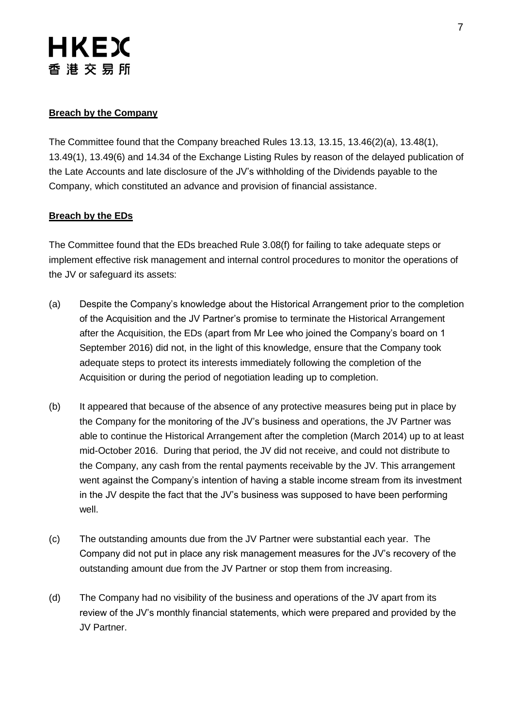**Breach by the Company**

The Committee found that the Company breached Rules 13.13, 13.15, 13.46(2)(a), 13.48(1), 13.49(1), 13.49(6) and 14.34 of the Exchange Listing Rules by reason of the delayed publication of the Late Accounts and late disclosure of the JV's withholding of the Dividends payable to the Company, which constituted an advance and provision of financial assistance.

**Breach by the EDs**

The Committee found that the EDs breached Rule 3.08(f) for failing to take adequate steps or implement effective risk management and internal control procedures to monitor the operations of the JV or safeguard its assets:

(a) Despite the Company's knowledge about the Historical Arrangement prior to the completion of the Acquisition and the JV Partner's promise to terminate the Historical Arrangement after the Acquisition, the EDs (apart from Mr Lee who joined the Company's board on 1 September 2016) did not, in the light of this knowledge, ensure that the Company took adequate steps to protect its interests immediately following the completion of the Acquisition or during the period of negotiation leading up to completion.

(b) It appeared that because of the absence of any protective measures being put in place by the Company for the monitoring of the JV's business and operations, the JV Partner was able to continue the Historical Arrangement after the completion (March 2014) up to at least mid-October 2016. During that period, the JV did not receive, and could not distribute to the Company, any cash from the rental payments receivable by the JV. This arrangement went against the Company's intention of having a stable income stream from its investment in the JV despite the fact that the JV's business was supposed to have been performing well.

(c) The outstanding amounts due from the JV Partner were substantial each year. The Company did not put in place any risk management measures for the JV's recovery of the outstanding amount due from the JV Partner or stop them from increasing.

(d) The Company had no visibility of the business and operations of the JV apart from its review of the JV's monthly financial statements, which were prepared and provided by the JV Partner.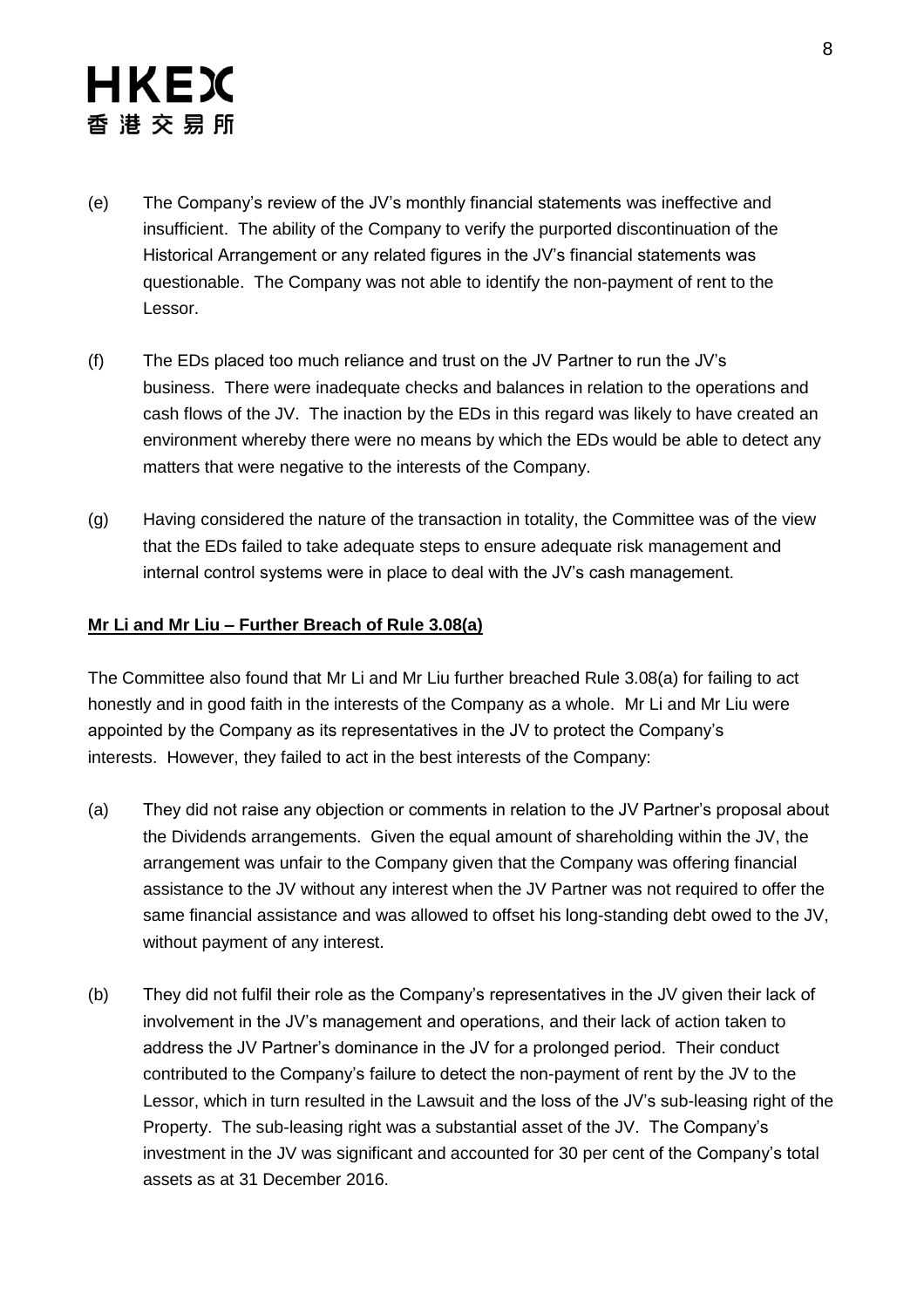(e) The Company's review of the JV's monthly financial statements was ineffective and insufficient. The ability of the Company to verify the purported discontinuation of the Historical Arrangement or any related figures in the JV's financial statements was questionable. The Company was not able to identify the non-payment of rent to the Lessor.

(f) The EDs placed too much reliance and trust on the JV Partner to run the JV's business. There were inadequate checks and balances in relation to the operations and cash flows of the JV. The inaction by the EDs in this regard was likely to have created an environment whereby there were no means by which the EDs would be able to detect any matters that were negative to the interests of the Company.

(g) Having considered the nature of the transaction in totality, the Committee was of the view that the EDs failed to take adequate steps to ensure adequate risk management and internal control systems were in place to deal with the JV's cash management.

**Mr Li and Mr Liu – Further Breach of Rule 3.08(a)**

The Committee also found that Mr Li and Mr Liu further breached Rule 3.08(a) for failing to act honestly and in good faith in the interests of the Company as a whole. Mr Li and Mr Liu were appointed by the Company as its representatives in the JV to protect the Company's interests. However, they failed to act in the best interests of the Company:

(a) They did not raise any objection or comments in relation to the JV Partner's proposal about the Dividends arrangements. Given the equal amount of shareholding within the JV, the arrangement was unfair to the Company given that the Company was offering financial assistance to the JV without any interest when the JV Partner was not required to offer the same financial assistance and was allowed to offset his long-standing debt owed to the JV, without payment of any interest.

(b) They did not fulfil their role as the Company's representatives in the JV given their lack of involvement in the JV's management and operations, and their lack of action taken to address the JV Partner's dominance in the JV for a prolonged period. Their conduct contributed to the Company's failure to detect the non-payment of rent by the JV to the Lessor, which in turn resulted in the Lawsuit and the loss of the JV's sub-leasing right of the Property. The sub-leasing right was a substantial asset of the JV. The Company's investment in the JV was significant and accounted for 30 per cent of the Company's total assets as at 31 December 2016.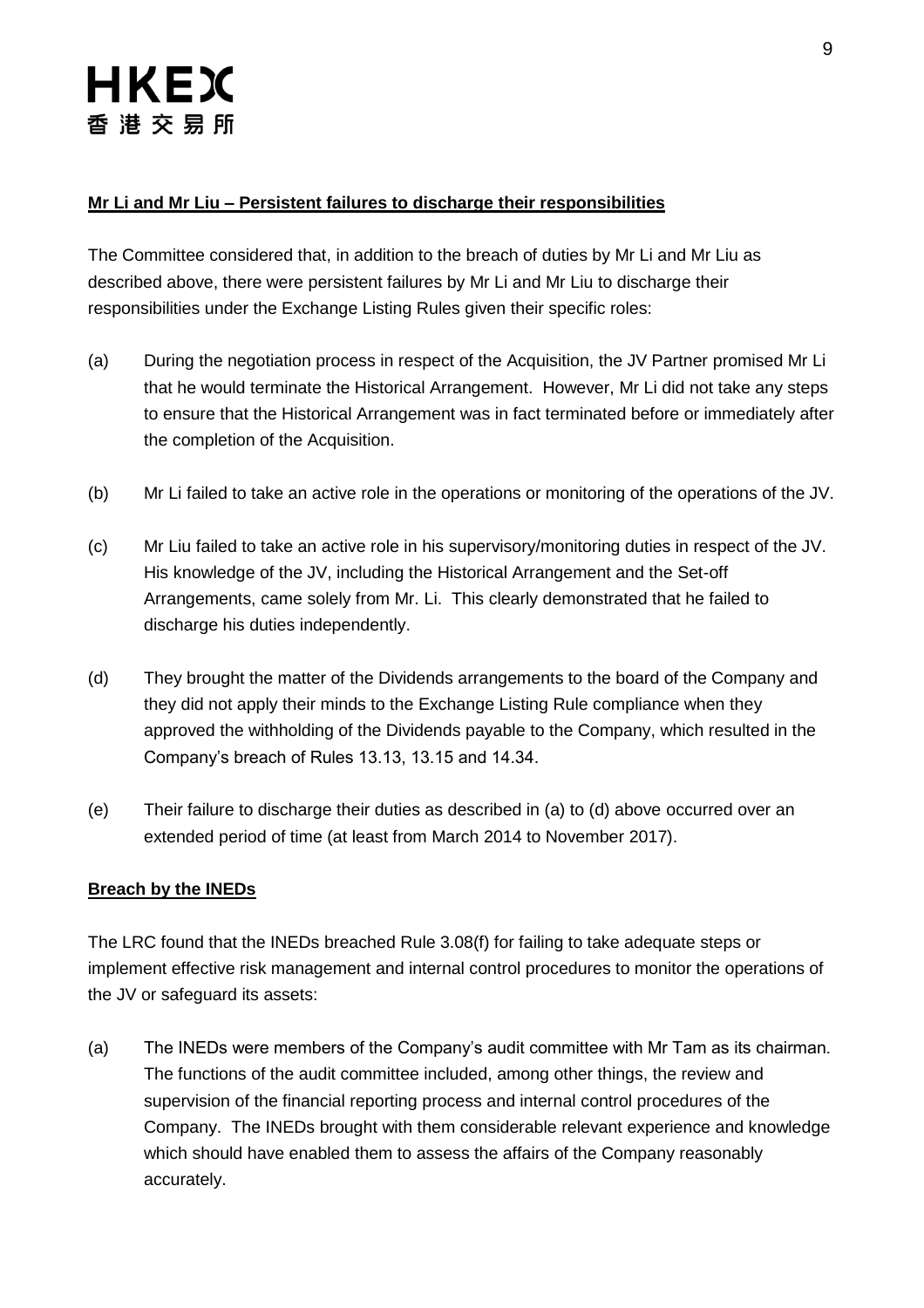**Mr Li and Mr Liu – Persistent failures to discharge their responsibilities**

The Committee considered that, in addition to the breach of duties by Mr Li and Mr Liu as described above, there were persistent failures by Mr Li and Mr Liu to discharge their responsibilities under the Exchange Listing Rules given their specific roles:

(a) During the negotiation process in respect of the Acquisition, the JV Partner promised Mr Li that he would terminate the Historical Arrangement. However, Mr Li did not take any steps to ensure that the Historical Arrangement was in fact terminated before or immediately after the completion of the Acquisition.

(b) Mr Li failed to take an active role in the operations or monitoring of the operations of the JV.

(c) Mr Liu failed to take an active role in his supervisory/monitoring duties in respect of the JV. His knowledge of the JV, including the Historical Arrangement and the Set-off Arrangements, came solely from Mr. Li. This clearly demonstrated that he failed to discharge his duties independently.

(d) They brought the matter of the Dividends arrangements to the board of the Company and they did not apply their minds to the Exchange Listing Rule compliance when they approved the withholding of the Dividends payable to the Company, which resulted in the Company's breach of Rules 13.13, 13.15 and 14.34.

(e) Their failure to discharge their duties as described in (a) to (d) above occurred over an extended period of time (at least from March 2014 to November 2017).

**Breach by the INEDs**

The LRC found that the INEDs breached Rule 3.08(f) for failing to take adequate steps or implement effective risk management and internal control procedures to monitor the operations of the JV or safeguard its assets:

(a) The INEDs were members of the Company's audit committee with Mr Tam as its chairman. The functions of the audit committee included, among other things, the review and supervision of the financial reporting process and internal control procedures of the Company. The INEDs brought with them considerable relevant experience and knowledge which should have enabled them to assess the affairs of the Company reasonably accurately.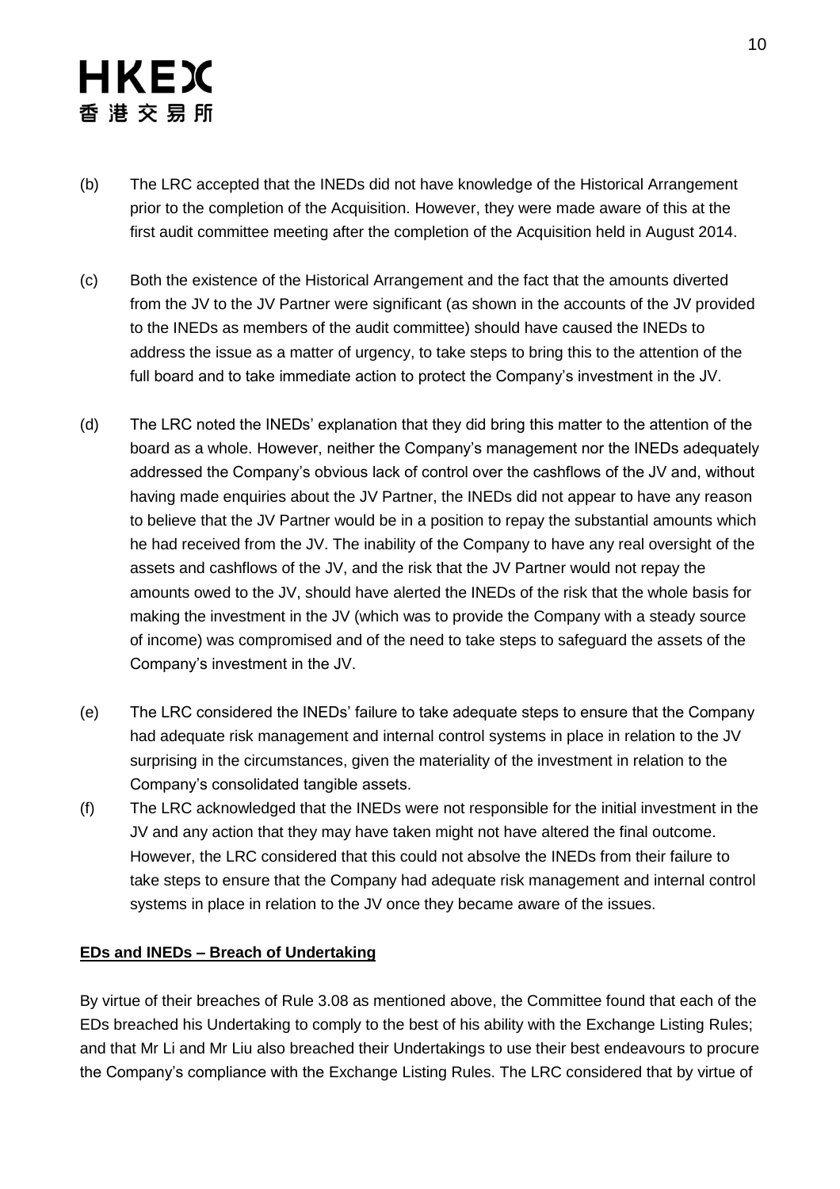(b) The LRC accepted that the INEDs did not have knowledge of the Historical Arrangement prior to the completion of the Acquisition. However, they were made aware of this at the first audit committee meeting after the completion of the Acquisition held in August 2014.

(c) Both the existence of the Historical Arrangement and the fact that the amounts diverted from the JV to the JV Partner were significant (as shown in the accounts of the JV provided to the INEDs as members of the audit committee) should have caused the INEDs to address the issue as a matter of urgency, to take steps to bring this to the attention of the full board and to take immediate action to protect the Company's investment in the JV.

(d) The LRC noted the INEDs' explanation that they did bring this matter to the attention of the board as a whole. However, neither the Company's management nor the INEDs adequately addressed the Company's obvious lack of control over the cashflows of the JV and, without having made enquiries about the JV Partner, the INEDs did not appear to have any reason to believe that the JV Partner would be in a position to repay the substantial amounts which he had received from the JV. The inability of the Company to have any real oversight of the assets and cashflows of the JV, and the risk that the JV Partner would not repay the amounts owed to the JV, should have alerted the INEDs of the risk that the whole basis for making the investment in the JV (which was to provide the Company with a steady source of income) was compromised and of the need to take steps to safeguard the assets of the Company's investment in the JV.

(e) The LRC considered the INEDs' failure to take adequate steps to ensure that the Company had adequate risk management and internal control systems in place in relation to the JV surprising in the circumstances, given the materiality of the investment in relation to the Company's consolidated tangible assets.

(f) The LRC acknowledged that the INEDs were not responsible for the initial investment in the JV and any action that they may have taken might not have altered the final outcome. However, the LRC considered that this could not absolve the INEDs from their failure to take steps to ensure that the Company had adequate risk management and internal control systems in place in relation to the JV once they became aware of the issues.

**EDs and INEDs – Breach of Undertaking**

By virtue of their breaches of Rule 3.08 as mentioned above, the Committee found that each of the EDs breached his Undertaking to comply to the best of his ability with the Exchange Listing Rules; and that Mr Li and Mr Liu also breached their Undertakings to use their best endeavours to procure the Company's compliance with the Exchange Listing Rules. The LRC considered that by virtue of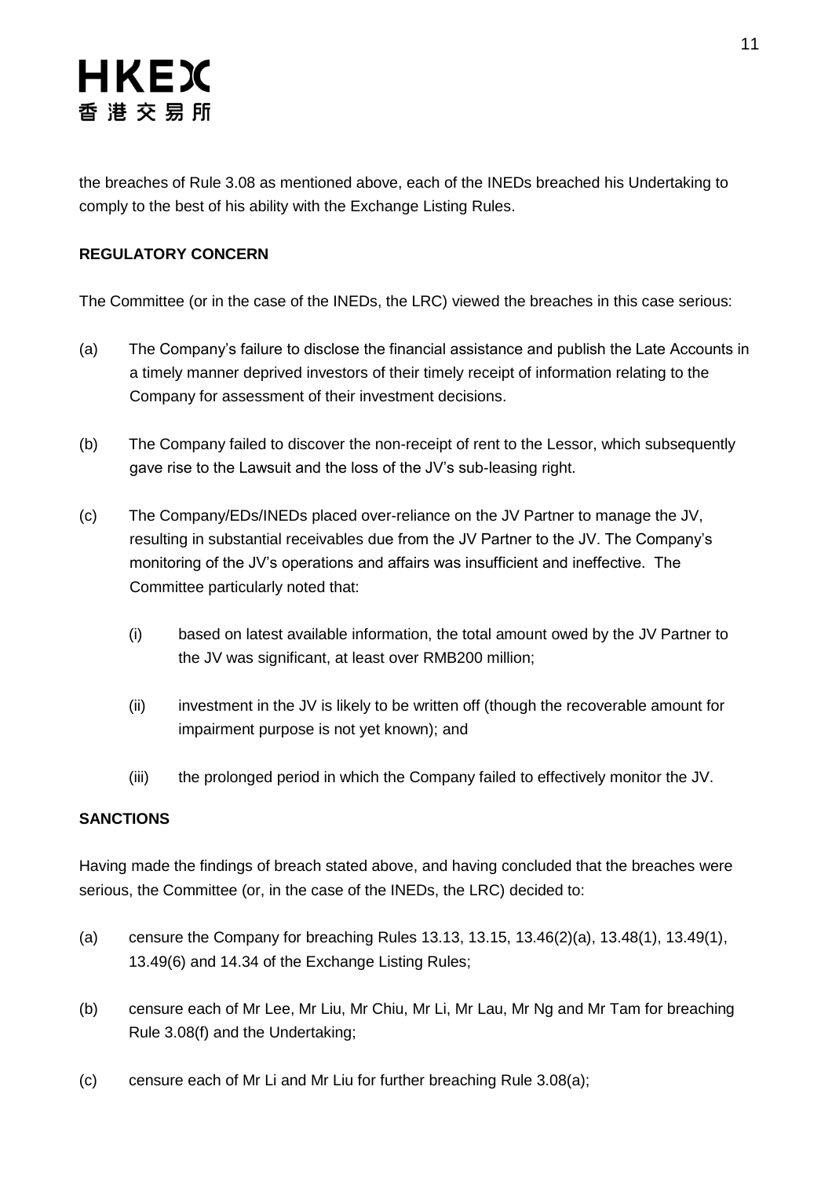the breaches of Rule 3.08 as mentioned above, each of the INEDs breached his Undertaking to comply to the best of his ability with the Exchange Listing Rules.

**REGULATORY CONCERN**

The Committee (or in the case of the INEDs, the LRC) viewed the breaches in this case serious:

(a) The Company's failure to disclose the financial assistance and publish the Late Accounts in a timely manner deprived investors of their timely receipt of information relating to the Company for assessment of their investment decisions.

(b) The Company failed to discover the non-receipt of rent to the Lessor, which subsequently gave rise to the Lawsuit and the loss of the JV's sub-leasing right.

(c) The Company/EDs/INEDs placed over-reliance on the JV Partner to manage the JV, resulting in substantial receivables due from the JV Partner to the JV. The Company's monitoring of the JV's operations and affairs was insufficient and ineffective. The Committee particularly noted that:

  (i) based on latest available information, the total amount owed by the JV Partner to the JV was significant, at least over RMB200 million;

  (ii) investment in the JV is likely to be written off (though the recoverable amount for impairment purpose is not yet known); and

  (iii) the prolonged period in which the Company failed to effectively monitor the JV.

**SANCTIONS**

Having made the findings of breach stated above, and having concluded that the breaches were serious, the Committee (or, in the case of the INEDs, the LRC) decided to:

(a) censure the Company for breaching Rules 13.13, 13.15, 13.46(2)(a), 13.48(1), 13.49(1), 13.49(6) and 14.34 of the Exchange Listing Rules;

(b) censure each of Mr Lee, Mr Liu, Mr Chiu, Mr Li, Mr Lau, Mr Ng and Mr Tam for breaching Rule 3.08(f) and the Undertaking;

(c) censure each of Mr Li and Mr Liu for further breaching Rule 3.08(a);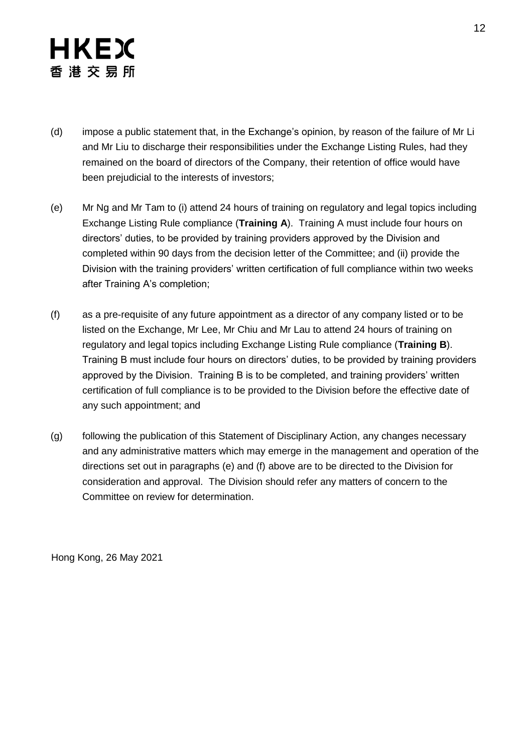(d) impose a public statement that, in the Exchange's opinion, by reason of the failure of Mr Li and Mr Liu to discharge their responsibilities under the Exchange Listing Rules, had they remained on the board of directors of the Company, their retention of office would have been prejudicial to the interests of investors;

(e) Mr Ng and Mr Tam to (i) attend 24 hours of training on regulatory and legal topics including Exchange Listing Rule compliance (**Training A**). Training A must include four hours on directors' duties, to be provided by training providers approved by the Division and completed within 90 days from the decision letter of the Committee; and (ii) provide the Division with the training providers' written certification of full compliance within two weeks after Training A's completion;

(f) as a pre-requisite of any future appointment as a director of any company listed or to be listed on the Exchange, Mr Lee, Mr Chiu and Mr Lau to attend 24 hours of training on regulatory and legal topics including Exchange Listing Rule compliance (**Training B**). Training B must include four hours on directors' duties, to be provided by training providers approved by the Division. Training B is to be completed, and training providers' written certification of full compliance is to be provided to the Division before the effective date of any such appointment; and

(g) following the publication of this Statement of Disciplinary Action, any changes necessary and any administrative matters which may emerge in the management and operation of the directions set out in paragraphs (e) and (f) above are to be directed to the Division for consideration and approval. The Division should refer any matters of concern to the Committee on review for determination.

Hong Kong, 26 May 2021